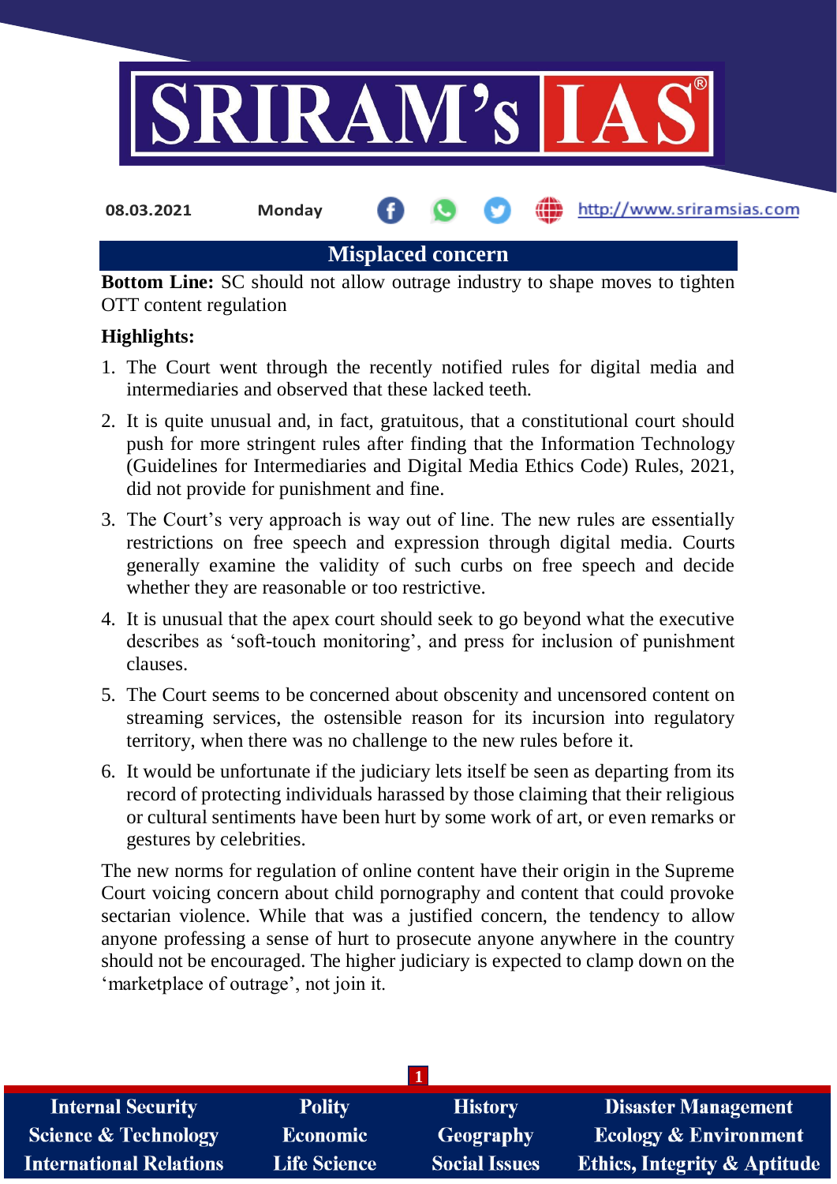# Misplaced concern

**Bottom Line:** SC should not allow outrage industry to shape moves to tighten OTT content regulation

**Highlights:**

1. The Court went through the recently notified rules for digital media and intermediaries and observed that these lacked teeth.
2. It is quite unusual and, in fact, gratuitous, that a constitutional court should push for more stringent rules after finding that the Information Technology (Guidelines for Intermediaries and Digital Media Ethics Code) Rules, 2021, did not provide for punishment and fine.
3. The Court's very approach is way out of line. The new rules are essentially restrictions on free speech and expression through digital media. Courts generally examine the validity of such curbs on free speech and decide whether they are reasonable or too restrictive.
4. It is unusual that the apex court should seek to go beyond what the executive describes as 'soft-touch monitoring', and press for inclusion of punishment clauses.
5. The Court seems to be concerned about obscenity and uncensored content on streaming services, the ostensible reason for its incursion into regulatory territory, when there was no challenge to the new rules before it.
6. It would be unfortunate if the judiciary lets itself be seen as departing from its record of protecting individuals harassed by those claiming that their religious or cultural sentiments have been hurt by some work of art, or even remarks or gestures by celebrities.

The new norms for regulation of online content have their origin in the Supreme Court voicing concern about child pornography and content that could provoke sectarian violence. While that was a justified concern, the tendency to allow anyone professing a sense of hurt to prosecute anyone anywhere in the country should not be encouraged. The higher judiciary is expected to clamp down on the 'marketplace of outrage', not join it.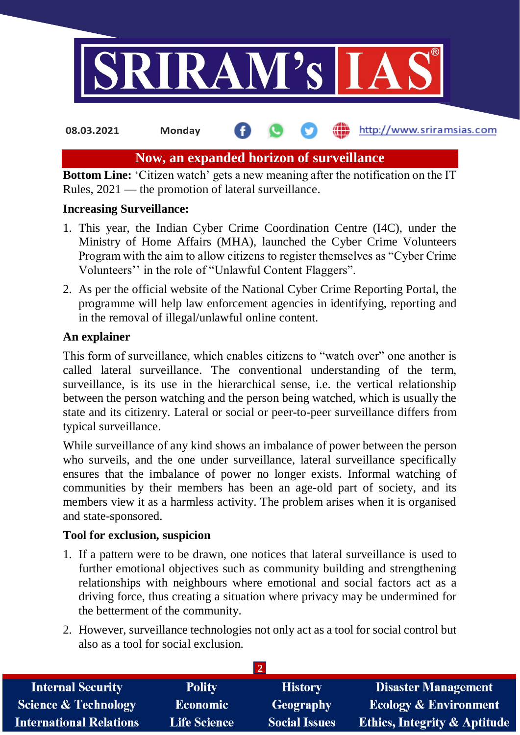# Now, an expanded horizon of surveillance

**Bottom Line:** 'Citizen watch' gets a new meaning after the notification on the IT Rules, 2021 — the promotion of lateral surveillance.

**Increasing Surveillance:**

1. This year, the Indian Cyber Crime Coordination Centre (I4C), under the Ministry of Home Affairs (MHA), launched the Cyber Crime Volunteers Program with the aim to allow citizens to register themselves as "Cyber Crime Volunteers'' in the role of "Unlawful Content Flaggers".
2. As per the official website of the National Cyber Crime Reporting Portal, the programme will help law enforcement agencies in identifying, reporting and in the removal of illegal/unlawful online content.

**An explainer**

This form of surveillance, which enables citizens to "watch over" one another is called lateral surveillance. The conventional understanding of the term, surveillance, is its use in the hierarchical sense, i.e. the vertical relationship between the person watching and the person being watched, which is usually the state and its citizenry. Lateral or social or peer-to-peer surveillance differs from typical surveillance.

While surveillance of any kind shows an imbalance of power between the person who surveils, and the one under surveillance, lateral surveillance specifically ensures that the imbalance of power no longer exists. Informal watching of communities by their members has been an age-old part of society, and its members view it as a harmless activity. The problem arises when it is organised and state-sponsored.

**Tool for exclusion, suspicion**

1. If a pattern were to be drawn, one notices that lateral surveillance is used to further emotional objectives such as community building and strengthening relationships with neighbours where emotional and social factors act as a driving force, thus creating a situation where privacy may be undermined for the betterment of the community.
2. However, surveillance technologies not only act as a tool for social control but also as a tool for social exclusion.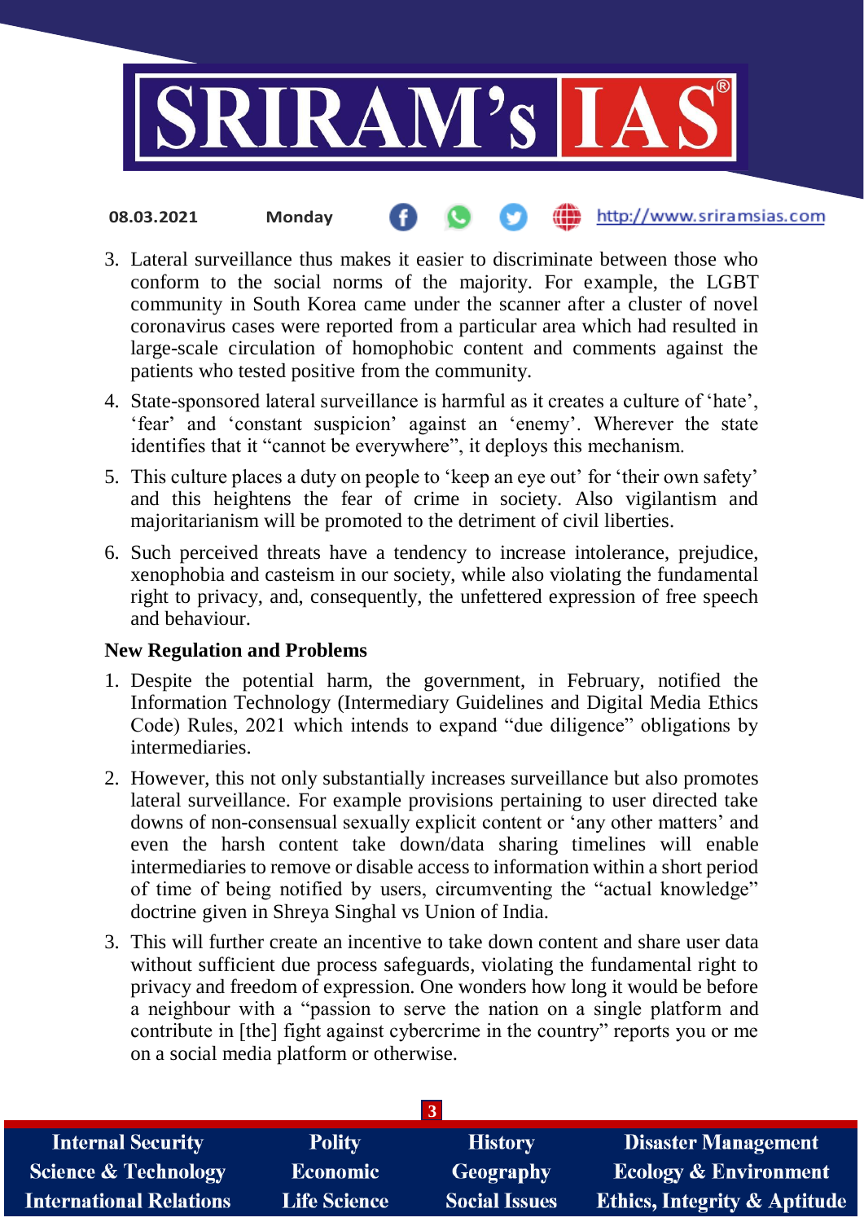3. Lateral surveillance thus makes it easier to discriminate between those who conform to the social norms of the majority. For example, the LGBT community in South Korea came under the scanner after a cluster of novel coronavirus cases were reported from a particular area which had resulted in large-scale circulation of homophobic content and comments against the patients who tested positive from the community.
4. State-sponsored lateral surveillance is harmful as it creates a culture of 'hate', 'fear' and 'constant suspicion' against an 'enemy'. Wherever the state identifies that it "cannot be everywhere", it deploys this mechanism.
5. This culture places a duty on people to 'keep an eye out' for 'their own safety' and this heightens the fear of crime in society. Also vigilantism and majoritarianism will be promoted to the detriment of civil liberties.
6. Such perceived threats have a tendency to increase intolerance, prejudice, xenophobia and casteism in our society, while also violating the fundamental right to privacy, and, consequently, the unfettered expression of free speech and behaviour.

**New Regulation and Problems**

1. Despite the potential harm, the government, in February, notified the Information Technology (Intermediary Guidelines and Digital Media Ethics Code) Rules, 2021 which intends to expand "due diligence" obligations by intermediaries.
2. However, this not only substantially increases surveillance but also promotes lateral surveillance. For example provisions pertaining to user directed take downs of non-consensual sexually explicit content or 'any other matters' and even the harsh content take down/data sharing timelines will enable intermediaries to remove or disable access to information within a short period of time of being notified by users, circumventing the "actual knowledge" doctrine given in Shreya Singhal vs Union of India.
3. This will further create an incentive to take down content and share user data without sufficient due process safeguards, violating the fundamental right to privacy and freedom of expression. One wonders how long it would be before a neighbour with a "passion to serve the nation on a single platform and contribute in [the] fight against cybercrime in the country" reports you or me on a social media platform or otherwise.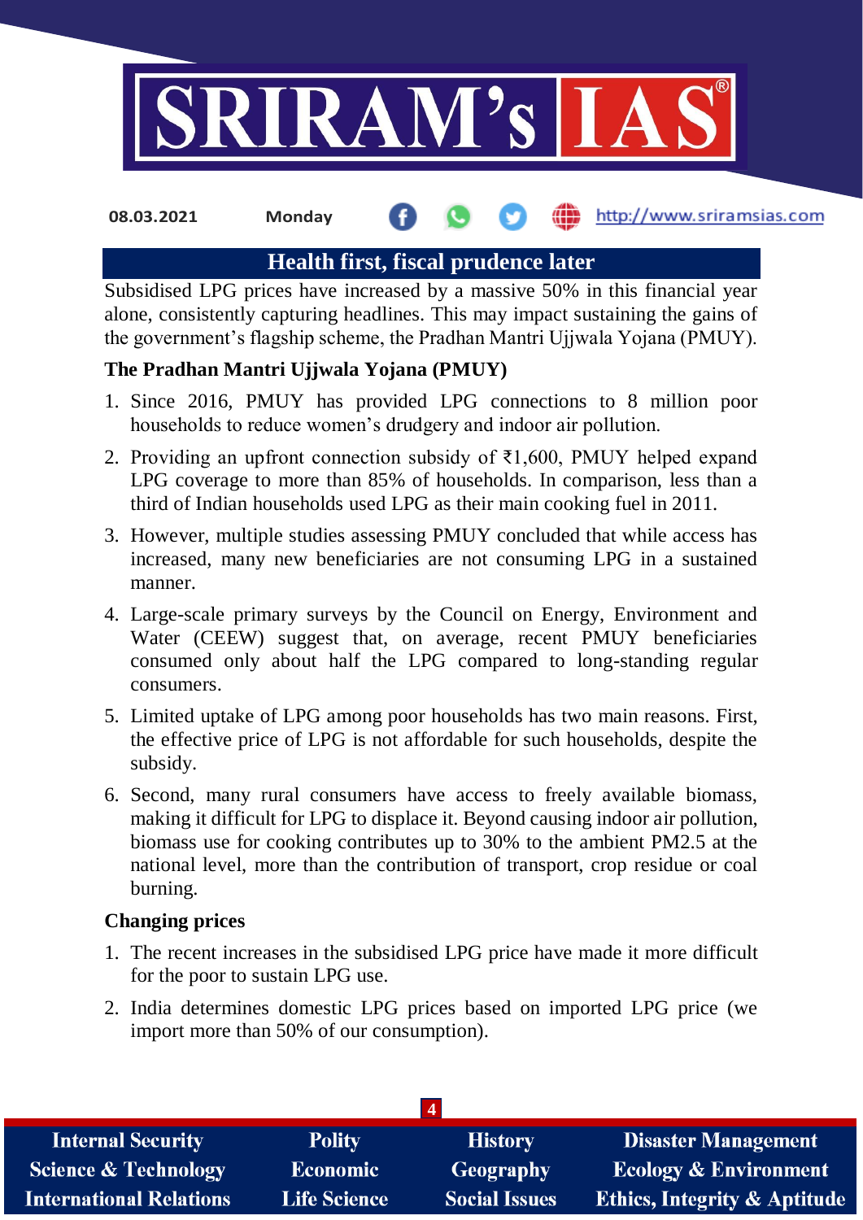## Health first, fiscal prudence later

Subsidised LPG prices have increased by a massive 50% in this financial year alone, consistently capturing headlines. This may impact sustaining the gains of the government's flagship scheme, the Pradhan Mantri Ujjwala Yojana (PMUY).

**The Pradhan Mantri Ujjwala Yojana (PMUY)**

1. Since 2016, PMUY has provided LPG connections to 8 million poor households to reduce women's drudgery and indoor air pollution.
2. Providing an upfront connection subsidy of ₹1,600, PMUY helped expand LPG coverage to more than 85% of households. In comparison, less than a third of Indian households used LPG as their main cooking fuel in 2011.
3. However, multiple studies assessing PMUY concluded that while access has increased, many new beneficiaries are not consuming LPG in a sustained manner.
4. Large-scale primary surveys by the Council on Energy, Environment and Water (CEEW) suggest that, on average, recent PMUY beneficiaries consumed only about half the LPG compared to long-standing regular consumers.
5. Limited uptake of LPG among poor households has two main reasons. First, the effective price of LPG is not affordable for such households, despite the subsidy.
6. Second, many rural consumers have access to freely available biomass, making it difficult for LPG to displace it. Beyond causing indoor air pollution, biomass use for cooking contributes up to 30% to the ambient PM2.5 at the national level, more than the contribution of transport, crop residue or coal burning.

**Changing prices**

1. The recent increases in the subsidised LPG price have made it more difficult for the poor to sustain LPG use.
2. India determines domestic LPG prices based on imported LPG price (we import more than 50% of our consumption).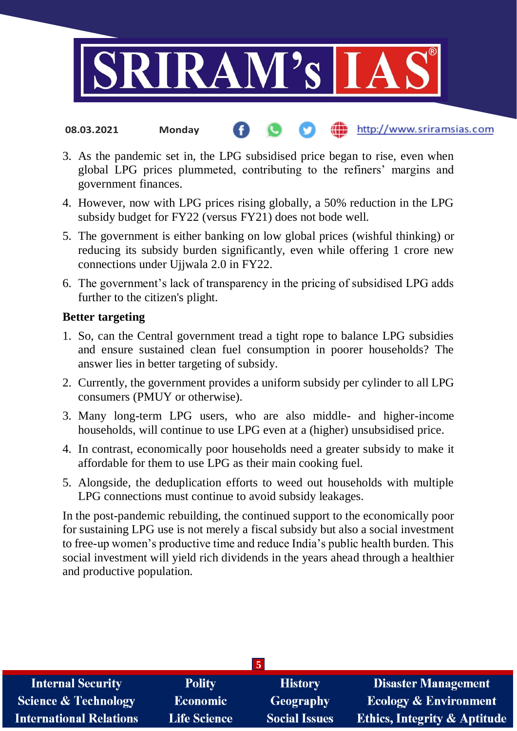3. As the pandemic set in, the LPG subsidised price began to rise, even when global LPG prices plummeted, contributing to the refiners' margins and government finances.
4. However, now with LPG prices rising globally, a 50% reduction in the LPG subsidy budget for FY22 (versus FY21) does not bode well.
5. The government is either banking on low global prices (wishful thinking) or reducing its subsidy burden significantly, even while offering 1 crore new connections under Ujjwala 2.0 in FY22.
6. The government's lack of transparency in the pricing of subsidised LPG adds further to the citizen's plight.

**Better targeting**

1. So, can the Central government tread a tight rope to balance LPG subsidies and ensure sustained clean fuel consumption in poorer households? The answer lies in better targeting of subsidy.
2. Currently, the government provides a uniform subsidy per cylinder to all LPG consumers (PMUY or otherwise).
3. Many long-term LPG users, who are also middle- and higher-income households, will continue to use LPG even at a (higher) unsubsidised price.
4. In contrast, economically poor households need a greater subsidy to make it affordable for them to use LPG as their main cooking fuel.
5. Alongside, the deduplication efforts to weed out households with multiple LPG connections must continue to avoid subsidy leakages.

In the post-pandemic rebuilding, the continued support to the economically poor for sustaining LPG use is not merely a fiscal subsidy but also a social investment to free-up women's productive time and reduce India's public health burden. This social investment will yield rich dividends in the years ahead through a healthier and productive population.